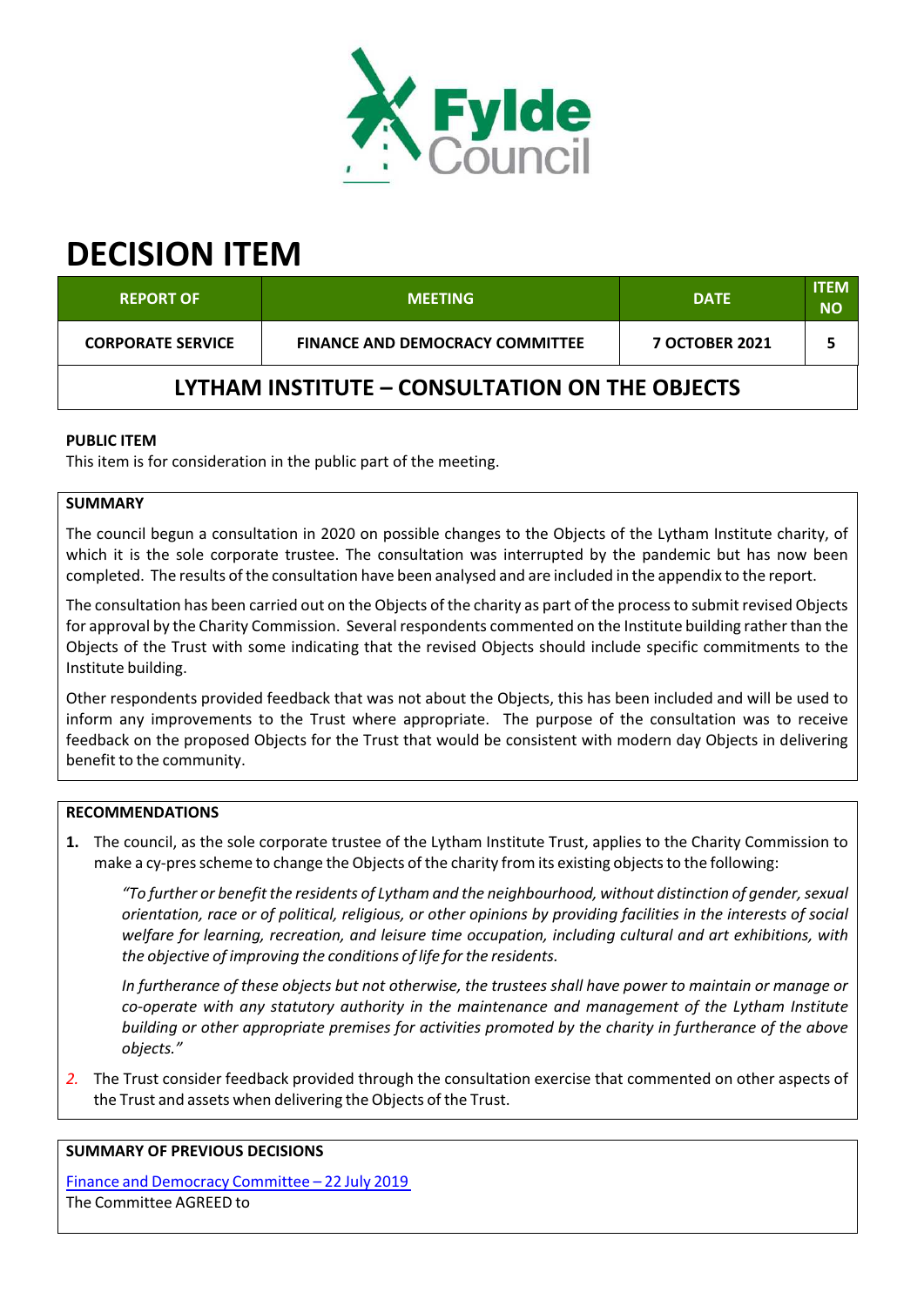# DECISION ITEM

| REPORT OF | MEETING | DATE | ITEM NO |
|---|---|---|---|
| CORPORATE SERVICE | FINANCE AND DEMOCRACY COMMITTEE | 7 OCTOBER 2021 | 5 |

## LYTHAM INSTITUTE – CONSULTATION ON THE OBJECTS

**PUBLIC ITEM**
This item is for consideration in the public part of the meeting.

**SUMMARY**

The council begun a consultation in 2020 on possible changes to the Objects of the Lytham Institute charity, of which it is the sole corporate trustee. The consultation was interrupted by the pandemic but has now been completed. The results of the consultation have been analysed and are included in the appendix to the report.

The consultation has been carried out on the Objects of the charity as part of the process to submit revised Objects for approval by the Charity Commission. Several respondents commented on the Institute building rather than the Objects of the Trust with some indicating that the revised Objects should include specific commitments to the Institute building.

Other respondents provided feedback that was not about the Objects, this has been included and will be used to inform any improvements to the Trust where appropriate. The purpose of the consultation was to receive feedback on the proposed Objects for the Trust that would be consistent with modern day Objects in delivering benefit to the community.

**RECOMMENDATIONS**

1. The council, as the sole corporate trustee of the Lytham Institute Trust, applies to the Charity Commission to make a cy-pres scheme to change the Objects of the charity from its existing objects to the following:

   *"To further or benefit the residents of Lytham and the neighbourhood, without distinction of gender, sexual orientation, race or of political, religious, or other opinions by providing facilities in the interests of social welfare for learning, recreation, and leisure time occupation, including cultural and art exhibitions, with the objective of improving the conditions of life for the residents.*

   *In furtherance of these objects but not otherwise, the trustees shall have power to maintain or manage or co-operate with any statutory authority in the maintenance and management of the Lytham Institute building or other appropriate premises for activities promoted by the charity in furtherance of the above objects."*

2. The Trust consider feedback provided through the consultation exercise that commented on other aspects of the Trust and assets when delivering the Objects of the Trust.

**SUMMARY OF PREVIOUS DECISIONS**

Finance and Democracy Committee – 22 July 2019
The Committee AGREED to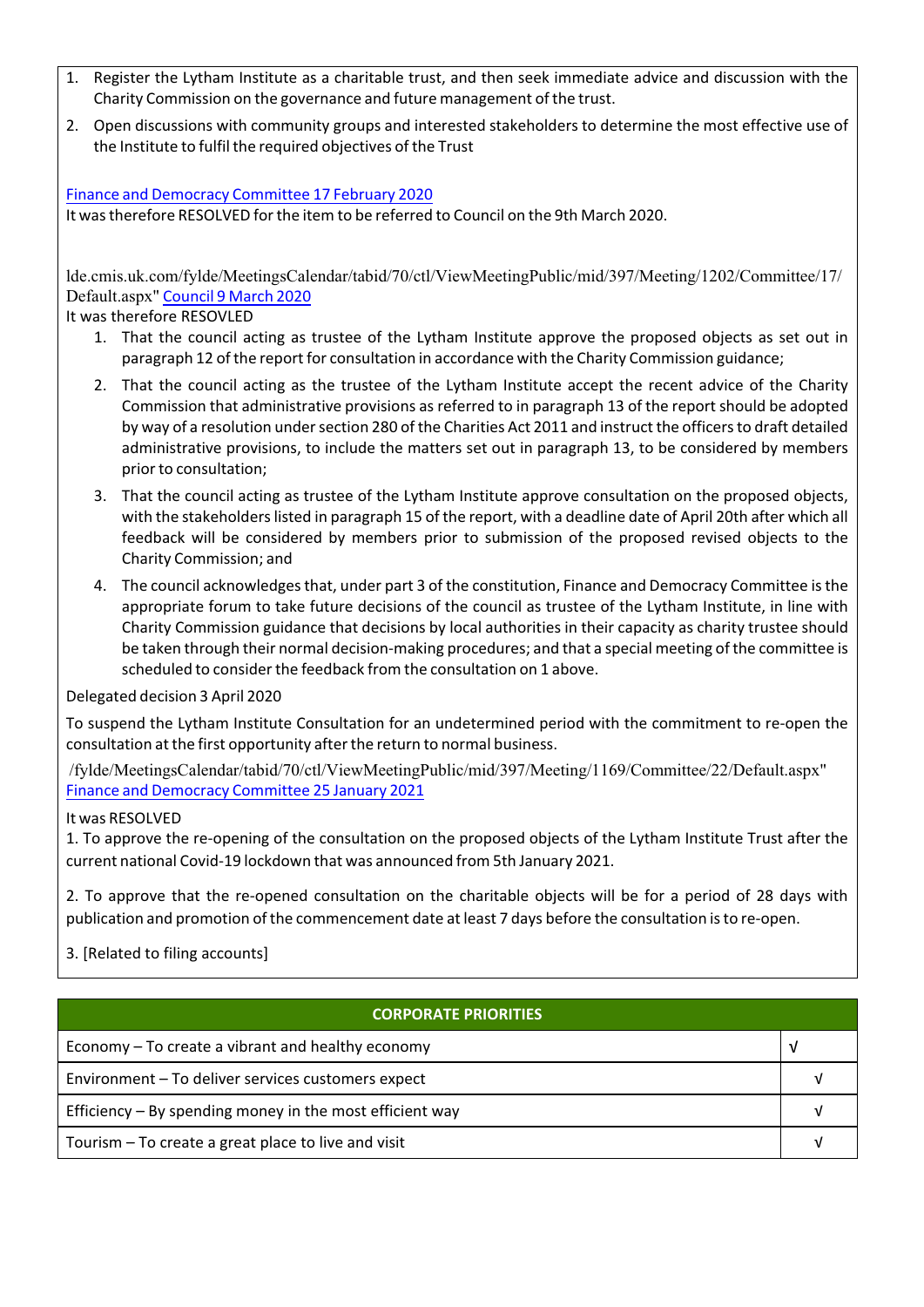1. Register the Lytham Institute as a charitable trust, and then seek immediate advice and discussion with the Charity Commission on the governance and future management of the trust.
2. Open discussions with community groups and interested stakeholders to determine the most effective use of the Institute to fulfil the required objectives of the Trust

Finance and Democracy Committee 17 February 2020

It was therefore RESOLVED for the item to be referred to Council on the 9th March 2020.

lde.cmis.uk.com/fylde/MeetingsCalendar/tabid/70/ctl/ViewMeetingPublic/mid/397/Meeting/1202/Committee/17/Default.aspx" Council 9 March 2020

It was therefore RESOVLED

1. That the council acting as trustee of the Lytham Institute approve the proposed objects as set out in paragraph 12 of the report for consultation in accordance with the Charity Commission guidance;
2. That the council acting as the trustee of the Lytham Institute accept the recent advice of the Charity Commission that administrative provisions as referred to in paragraph 13 of the report should be adopted by way of a resolution under section 280 of the Charities Act 2011 and instruct the officers to draft detailed administrative provisions, to include the matters set out in paragraph 13, to be considered by members prior to consultation;
3. That the council acting as trustee of the Lytham Institute approve consultation on the proposed objects, with the stakeholders listed in paragraph 15 of the report, with a deadline date of April 20th after which all feedback will be considered by members prior to submission of the proposed revised objects to the Charity Commission; and
4. The council acknowledges that, under part 3 of the constitution, Finance and Democracy Committee is the appropriate forum to take future decisions of the council as trustee of the Lytham Institute, in line with Charity Commission guidance that decisions by local authorities in their capacity as charity trustee should be taken through their normal decision-making procedures; and that a special meeting of the committee is scheduled to consider the feedback from the consultation on 1 above.

Delegated decision 3 April 2020

To suspend the Lytham Institute Consultation for an undetermined period with the commitment to re-open the consultation at the first opportunity after the return to normal business.

/fylde/MeetingsCalendar/tabid/70/ctl/ViewMeetingPublic/mid/397/Meeting/1169/Committee/22/Default.aspx" Finance and Democracy Committee 25 January 2021

It was RESOLVED

1. To approve the re-opening of the consultation on the proposed objects of the Lytham Institute Trust after the current national Covid-19 lockdown that was announced from 5th January 2021.

2. To approve that the re-opened consultation on the charitable objects will be for a period of 28 days with publication and promotion of the commencement date at least 7 days before the consultation is to re-open.

3. [Related to filing accounts]

| CORPORATE PRIORITIES | |
|---|---|
| Economy – To create a vibrant and healthy economy | √ |
| Environment – To deliver services customers expect | √ |
| Efficiency – By spending money in the most efficient way | √ |
| Tourism – To create a great place to live and visit | √ |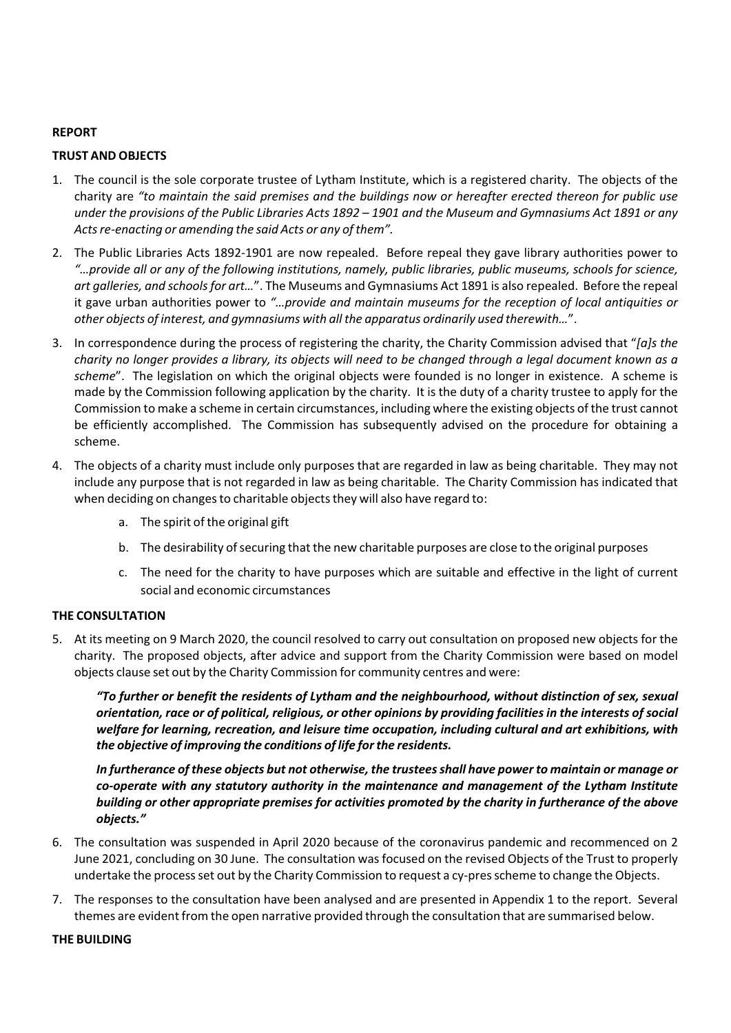**REPORT**

**TRUST AND OBJECTS**

1. The council is the sole corporate trustee of Lytham Institute, which is a registered charity. The objects of the charity are *"to maintain the said premises and the buildings now or hereafter erected thereon for public use under the provisions of the Public Libraries Acts 1892 – 1901 and the Museum and Gymnasiums Act 1891 or any Acts re-enacting or amending the said Acts or any of them"*.

2. The Public Libraries Acts 1892-1901 are now repealed. Before repeal they gave library authorities power to *"…provide all or any of the following institutions, namely, public libraries, public museums, schools for science, art galleries, and schools for art…"*. The Museums and Gymnasiums Act 1891 is also repealed. Before the repeal it gave urban authorities power to *"…provide and maintain museums for the reception of local antiquities or other objects of interest, and gymnasiums with all the apparatus ordinarily used therewith…"*.

3. In correspondence during the process of registering the charity, the Charity Commission advised that "*[a]s the charity no longer provides a library, its objects will need to be changed through a legal document known as a scheme*". The legislation on which the original objects were founded is no longer in existence. A scheme is made by the Commission following application by the charity. It is the duty of a charity trustee to apply for the Commission to make a scheme in certain circumstances, including where the existing objects of the trust cannot be efficiently accomplished. The Commission has subsequently advised on the procedure for obtaining a scheme.

4. The objects of a charity must include only purposes that are regarded in law as being charitable. They may not include any purpose that is not regarded in law as being charitable. The Charity Commission has indicated that when deciding on changes to charitable objects they will also have regard to:

    a. The spirit of the original gift

    b. The desirability of securing that the new charitable purposes are close to the original purposes

    c. The need for the charity to have purposes which are suitable and effective in the light of current social and economic circumstances

**THE CONSULTATION**

5. At its meeting on 9 March 2020, the council resolved to carry out consultation on proposed new objects for the charity. The proposed objects, after advice and support from the Charity Commission were based on model objects clause set out by the Charity Commission for community centres and were:

    ***"To further or benefit the residents of Lytham and the neighbourhood, without distinction of sex, sexual orientation, race or of political, religious, or other opinions by providing facilities in the interests of social welfare for learning, recreation, and leisure time occupation, including cultural and art exhibitions, with the objective of improving the conditions of life for the residents.***

    ***In furtherance of these objects but not otherwise, the trustees shall have power to maintain or manage or co-operate with any statutory authority in the maintenance and management of the Lytham Institute building or other appropriate premises for activities promoted by the charity in furtherance of the above objects."***

6. The consultation was suspended in April 2020 because of the coronavirus pandemic and recommenced on 2 June 2021, concluding on 30 June. The consultation was focused on the revised Objects of the Trust to properly undertake the process set out by the Charity Commission to request a cy-pres scheme to change the Objects.

7. The responses to the consultation have been analysed and are presented in Appendix 1 to the report. Several themes are evident from the open narrative provided through the consultation that are summarised below.

**THE BUILDING**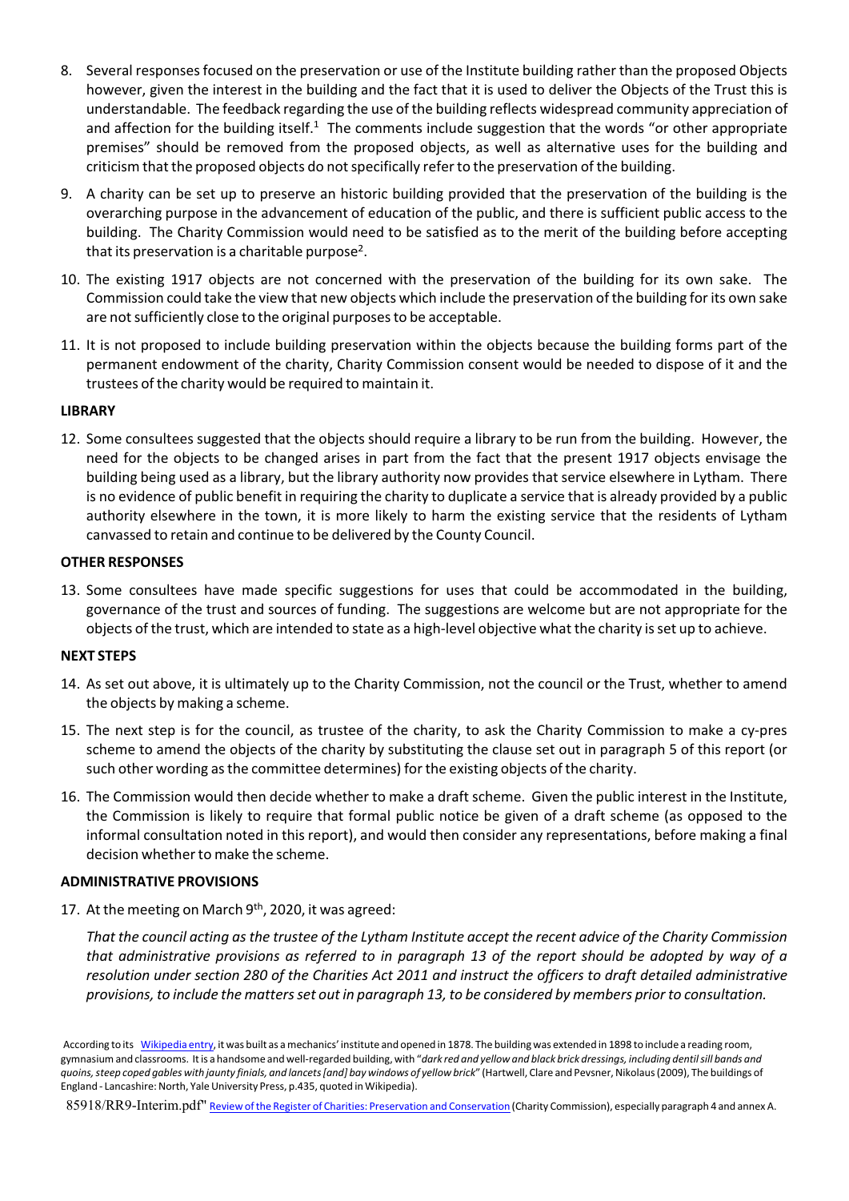8. Several responses focused on the preservation or use of the Institute building rather than the proposed Objects however, given the interest in the building and the fact that it is used to deliver the Objects of the Trust this is understandable. The feedback regarding the use of the building reflects widespread community appreciation of and affection for the building itself.[1] The comments include suggestion that the words "or other appropriate premises" should be removed from the proposed objects, as well as alternative uses for the building and criticism that the proposed objects do not specifically refer to the preservation of the building.

9. A charity can be set up to preserve an historic building provided that the preservation of the building is the overarching purpose in the advancement of education of the public, and there is sufficient public access to the building. The Charity Commission would need to be satisfied as to the merit of the building before accepting that its preservation is a charitable purpose[2].

10. The existing 1917 objects are not concerned with the preservation of the building for its own sake. The Commission could take the view that new objects which include the preservation of the building for its own sake are not sufficiently close to the original purposes to be acceptable.

11. It is not proposed to include building preservation within the objects because the building forms part of the permanent endowment of the charity, Charity Commission consent would be needed to dispose of it and the trustees of the charity would be required to maintain it.

**LIBRARY**

12. Some consultees suggested that the objects should require a library to be run from the building. However, the need for the objects to be changed arises in part from the fact that the present 1917 objects envisage the building being used as a library, but the library authority now provides that service elsewhere in Lytham. There is no evidence of public benefit in requiring the charity to duplicate a service that is already provided by a public authority elsewhere in the town, it is more likely to harm the existing service that the residents of Lytham canvassed to retain and continue to be delivered by the County Council.

**OTHER RESPONSES**

13. Some consultees have made specific suggestions for uses that could be accommodated in the building, governance of the trust and sources of funding. The suggestions are welcome but are not appropriate for the objects of the trust, which are intended to state as a high-level objective what the charity is set up to achieve.

**NEXT STEPS**

14. As set out above, it is ultimately up to the Charity Commission, not the council or the Trust, whether to amend the objects by making a scheme.

15. The next step is for the council, as trustee of the charity, to ask the Charity Commission to make a cy-pres scheme to amend the objects of the charity by substituting the clause set out in paragraph 5 of this report (or such other wording as the committee determines) for the existing objects of the charity.

16. The Commission would then decide whether to make a draft scheme. Given the public interest in the Institute, the Commission is likely to require that formal public notice be given of a draft scheme (as opposed to the informal consultation noted in this report), and would then consider any representations, before making a final decision whether to make the scheme.

**ADMINISTRATIVE PROVISIONS**

17. At the meeting on March 9th, 2020, it was agreed:

*That the council acting as the trustee of the Lytham Institute accept the recent advice of the Charity Commission that administrative provisions as referred to in paragraph 13 of the report should be adopted by way of a resolution under section 280 of the Charities Act 2011 and instruct the officers to draft detailed administrative provisions, to include the matters set out in paragraph 13, to be considered by members prior to consultation.*

[1] According to its Wikipedia entry, it was built as a mechanics' institute and opened in 1878. The building was extended in 1898 to include a reading room, gymnasium and classrooms. It is a handsome and well-regarded building, with "*dark red and yellow and black brick dressings, including dentil sill bands and quoins, steep coped gables with jaunty finials, and lancets [and] bay windows of yellow brick*" (Hartwell, Clare and Pevsner, Nikolaus (2009), The buildings of England - Lancashire: North, Yale University Press, p.435, quoted in Wikipedia).

[2] 85918/RR9-Interim.pdf" Review of the Register of Charities: Preservation and Conservation (Charity Commission), especially paragraph 4 and annex A.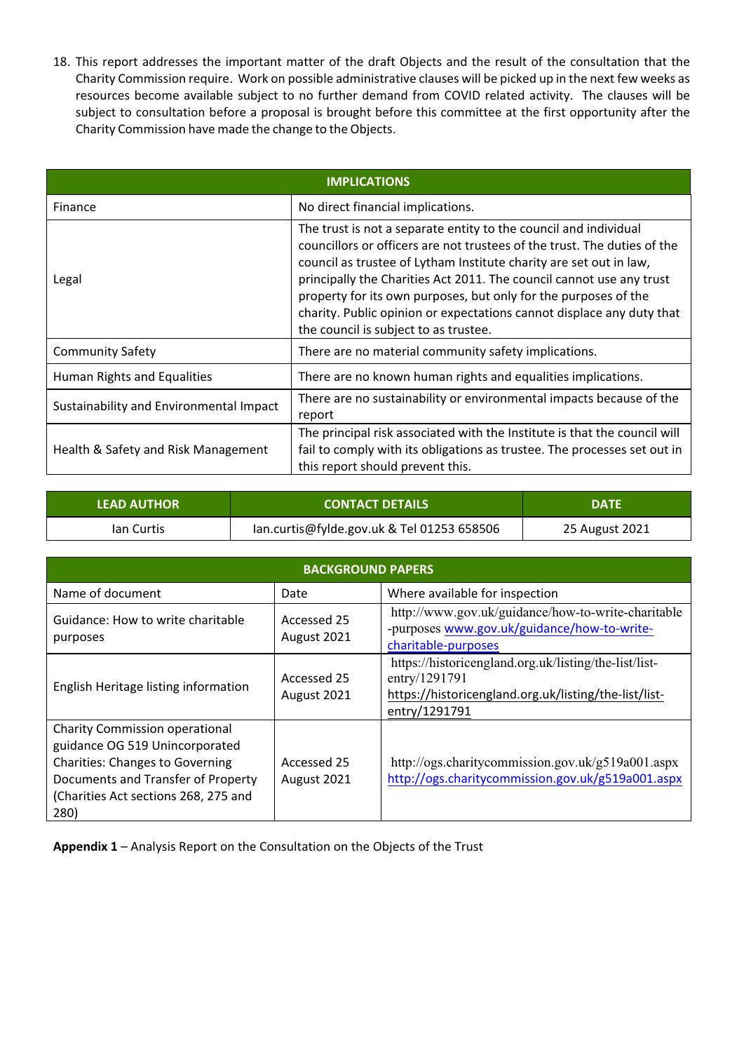18. This report addresses the important matter of the draft Objects and the result of the consultation that the Charity Commission require. Work on possible administrative clauses will be picked up in the next few weeks as resources become available subject to no further demand from COVID related activity. The clauses will be subject to consultation before a proposal is brought before this committee at the first opportunity after the Charity Commission have made the change to the Objects.

| IMPLICATIONS | |
|---|---|
| Finance | No direct financial implications. |
| Legal | The trust is not a separate entity to the council and individual councillors or officers are not trustees of the trust. The duties of the council as trustee of Lytham Institute charity are set out in law, principally the Charities Act 2011. The council cannot use any trust property for its own purposes, but only for the purposes of the charity. Public opinion or expectations cannot displace any duty that the council is subject to as trustee. |
| Community Safety | There are no material community safety implications. |
| Human Rights and Equalities | There are no known human rights and equalities implications. |
| Sustainability and Environmental Impact | There are no sustainability or environmental impacts because of the report |
| Health & Safety and Risk Management | The principal risk associated with the Institute is that the council will fail to comply with its obligations as trustee. The processes set out in this report should prevent this. |

| LEAD AUTHOR | CONTACT DETAILS | DATE |
|---|---|---|
| Ian Curtis | Ian.curtis@fylde.gov.uk & Tel 01253 658506 | 25 August 2021 |

| BACKGROUND PAPERS | | |
|---|---|---|
| Name of document | Date | Where available for inspection |
| Guidance: How to write charitable purposes | Accessed 25 August 2021 | http://www.gov.uk/guidance/how-to-write-charitable-purposes www.gov.uk/guidance/how-to-write-charitable-purposes |
| English Heritage listing information | Accessed 25 August 2021 | https://historicengland.org.uk/listing/the-list/list-entry/1291791 https://historicengland.org.uk/listing/the-list/list-entry/1291791 |
| Charity Commission operational guidance OG 519 Unincorporated Charities: Changes to Governing Documents and Transfer of Property (Charities Act sections 268, 275 and 280) | Accessed 25 August 2021 | http://ogs.charitycommission.gov.uk/g519a001.aspx http://ogs.charitycommission.gov.uk/g519a001.aspx |

**Appendix 1** – Analysis Report on the Consultation on the Objects of the Trust